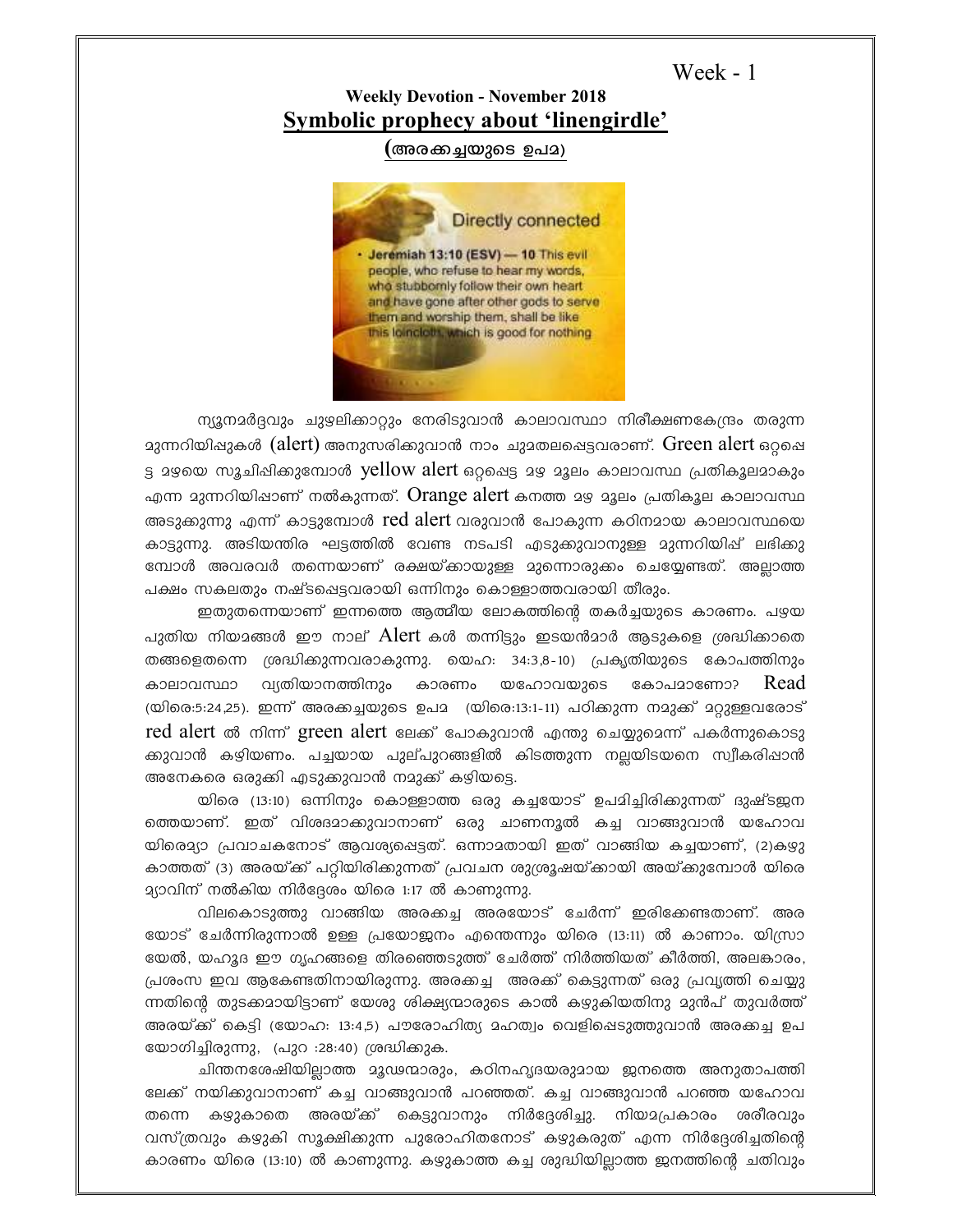Week - 1

## Weekly Devotion - November 2018

## Symbolic prophecy about 'linengirdle'

### (അരക്കച്ചയുടെ ഉപമ)

ന്യൂനമർദ്ദവും ചുഴലിക്കാറ്റും നേരിടുവാൻ കാലാവസ്ഥാ നിരീക്ഷണകേന്ദ്രം തരുന്ന മുന്നറിയിപ്പുകൾ (alert) അനുസരിക്കുവാൻ നാം ചുമതലപ്പെട്ടവരാണ്. Green alert ഒറ്റപ്പെട്ട മഴയെ സൂചിപ്പിക്കുമ്പോൾ yellow alert ഒറ്റപ്പെട്ട മഴ മൂലം കാലാവസ്ഥ പ്രതികൂലമാകും എന്ന മുന്നറിയിപ്പാണ് നൽകുന്നത്. Orange alert കനത്ത മഴ മൂലം പ്രതികൂല കാലാവസ്ഥ അടുക്കുന്നു എന്ന് കാട്ടുമ്പോൾ red alert വരുവാൻ പോകുന്ന കഠിനമായ കാലാവസ്ഥയെ കാട്ടുന്നു. അടിയന്തിര ഘട്ടത്തിൽ വേണ്ട നടപടി എടുക്കുവാനുള്ള മുന്നറിയിപ്പ് ലഭിക്കുമ്പോൾ അവരവർ തന്നെയാണ് രക്ഷയ്ക്കായുള്ള മുന്നൊരുക്കം ചെയ്യേണ്ടത്. അല്ലാത്ത പക്ഷം സകലതും നഷ്ടപ്പെട്ടവരായി ഒന്നിനും കൊള്ളാത്തവരായി തീരും.

ഇതുതന്നെയാണ് ഇന്നത്തെ ആത്മീയ ലോകത്തിന്റെ തകർച്ചയുടെ കാരണം. പഴയ പുതിയ നിയമങ്ങൾ ഈ നാല് Alert കൾ തന്നിട്ടും ഇടയൻമാർ ആടുകളെ ശ്രദ്ധിക്കാതെ തങ്ങളെതന്നെ ശ്രദ്ധിക്കുന്നവരാകുന്നു. യെഹ: 34:3,8-10) പ്രകൃതിയുടെ കോപത്തിനും കാലാവസ്ഥാ വ്യതിയാനത്തിനും കാരണം യഹോവയുടെ കോപമാണോ? Read (യിരെ:5:24,25). ഇന്ന് അരക്കച്ചയുടെ ഉപമ (യിരെ:13:1-11) പഠിക്കുന്ന നമുക്ക് മറ്റുള്ളവരോട് red alert ൽ നിന്ന് green alert ലേക്ക് പോകുവാൻ എന്തു ചെയ്യുമെന്ന് പകർന്നുകൊടുക്കുവാൻ കഴിയണം. പച്ചയായ പുല്പുറങ്ങളിൽ കിടത്തുന്ന നല്ലയിടയനെ സ്വീകരിപ്പാൻ അനേകരെ ഒരുക്കി എടുക്കുവാൻ നമുക്ക് കഴിയട്ടെ.

യിരെ (13:10) ഒന്നിനും കൊള്ളാത്ത ഒരു കച്ചയോട് ഉപമിച്ചിരിക്കുന്നത് ദുഷ്ടജനത്തെയാണ്. ഇത് വിശദമാക്കുവാനാണ് ഒരു ചാണനൂൽ കച്ച വാങ്ങുവാൻ യഹോവ യിരെമ്യാ പ്രവാചകനോട് ആവശ്യപ്പെട്ടത്. ഒന്നാമതായി ഇത് വാങ്ങിയ കച്ചയാണ്, (2)കഴുകാത്തത് (3) അരയ്ക്ക് പറ്റിയിരിക്കുന്നത് പ്രവചന ശുശ്രൂഷയ്ക്കായി അയ്ക്കുമ്പോൾ യിരെമ്യാവിന് നൽകിയ നിർദ്ദേശം യിരെ 1:17 ൽ കാണുന്നു.

വിലകൊടുത്തു വാങ്ങിയ അരക്കച്ച അരയോട് ചേർന്ന് ഇരിക്കേണ്ടതാണ്. അരയോട് ചേർന്നിരുന്നാൽ ഉള്ള പ്രയോജനം എന്തെന്നും യിരെ (13:11) ൽ കാണാം. യിസ്രായേൽ, യഹൂദ ഈ ഗൃഹങ്ങളെ തിരഞ്ഞെടുത്ത് ചേർത്ത് നിർത്തിയത് കീർത്തി, അലങ്കാരം, പ്രശംസ ഇവ ആകേണ്ടതിനായിരുന്നു. അരക്കച്ച അരക്ക് കെട്ടുന്നത് ഒരു പ്രവൃത്തി ചെയ്യുന്നതിന്റെ തുടക്കമായിട്ടാണ് യേശു ശിഷ്യന്മാരുടെ കാൽ കഴുകിയതിനു മുൻപ് തുവർത്ത് അരയ്ക്ക് കെട്ടി (യോഹ: 13:4,5) പൗരോഹിത്യ മഹത്വം വെളിപ്പെടുത്തുവാൻ അരക്കച്ച ഉപയോഗിച്ചിരുന്നു, (പുറ :28:40) ശ്രദ്ധിക്കുക.

ചിന്തനശേഷിയില്ലാത്ത മൂഢന്മാരും, കഠിനഹൃദയരുമായ ജനത്തെ അനുതാപത്തിലേക്ക് നയിക്കുവാനാണ് കച്ച വാങ്ങുവാൻ പറഞ്ഞത്. കച്ച വാങ്ങുവാൻ പറഞ്ഞ യഹോവ തന്നെ കഴുകാതെ അരയ്ക്ക് കെട്ടുവാനും നിർദ്ദേശിച്ചു. നിയമപ്രകാരം ശരീരവും വസ്ത്രവും കഴുകി സൂക്ഷിക്കുന്ന പുരോഹിതനോട് കഴുകരുത് എന്ന നിർദ്ദേശിച്ചതിന്റെ കാരണം യിരെ (13:10) ൽ കാണുന്നു. കഴുകാത്ത കച്ച ശുദ്ധിയില്ലാത്ത ജനത്തിന്റെ ചതിവും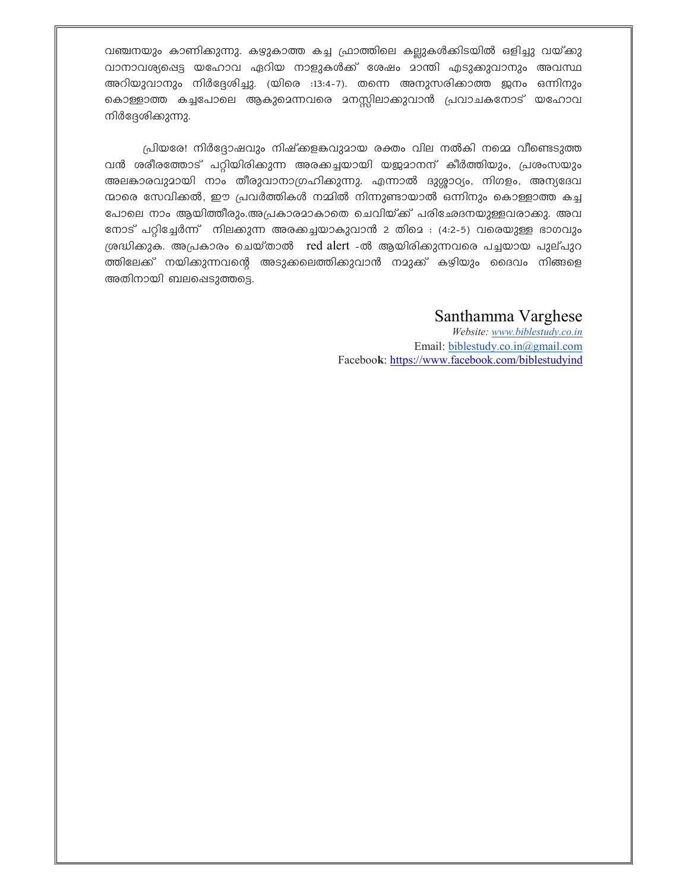വഞ്ചനയും കാണിക്കുന്നു. കഴുകാത്ത കച്ച ഫ്രാത്തിലെ കല്ലുകൾക്കിടയിൽ ഒളിച്ചു വയ്ക്കുവാനാവശ്യപ്പെട്ട യഹോവ ഏറിയ നാളുകൾക്ക് ശേഷം മാന്തി എടുക്കുവാനും അവസ്ഥ അറിയുവാനും നിർദ്ദേശിച്ചു. (യിരെ :13:4-7). തന്നെ അനുസരിക്കാത്ത ജനം ഒന്നിനും കൊള്ളാത്ത കച്ചപോലെ ആകുമെന്നവരെ മനസ്സിലാക്കുവാൻ പ്രവാചകനോട് യഹോവ നിർദ്ദേശിക്കുന്നു.

പ്രിയരേ! നിർദ്ദോഷവും നിഷ്ക്കളങ്കവുമായ രക്തം വില നൽകി നമ്മെ വീണ്ടെടുത്തവൻ ശരീരത്തോട് പറ്റിയിരിക്കുന്ന അരക്കച്ചയായി യജമാനന് കീർത്തിയും, പ്രശംസയും അലങ്കാരവുമായി നാം തീരുവാനാഗ്രഹിക്കുന്നു. എന്നാൽ ദുശ്ശാഠ്യം, നിഗളം, അന്യദേവന്മാരെ സേവിക്കൽ, ഈ പ്രവർത്തികൾ നമ്മിൽ നിന്നുണ്ടായാൽ ഒന്നിനും കൊള്ളാത്ത കച്ച പോലെ നാം ആയിത്തീരും.അപ്രകാരമാകാതെ ചെവിയ്ക്ക് പരിച്ഛേദനയുള്ളവരാക്കു. അവനോട് പറ്റിച്ചേർന്ന് നിലക്കുന്ന അരക്കച്ചയാകുവാൻ 2 തിമൊ : (4:2-5) വരെയുള്ള ഭാഗവും ശ്രദ്ധിക്കുക. അപ്രകാരം ചെയ്താൽ red alert -ൽ ആയിരിക്കുന്നവരെ പച്ചയായ പുല്പുറത്തിലേക്ക് നയിക്കുന്നവന്റെ അടുക്കലെത്തിക്കുവാൻ നമുക്ക് കഴിയും ദൈവം നിങ്ങളെ അതിനായി ബലപ്പെടുത്തട്ടെ.

Santhamma Varghese

*Website: www.biblestudy.co.in*

Email: biblestudy.co.in@gmail.com

Facebook: https://www.facebook.com/biblestudyind